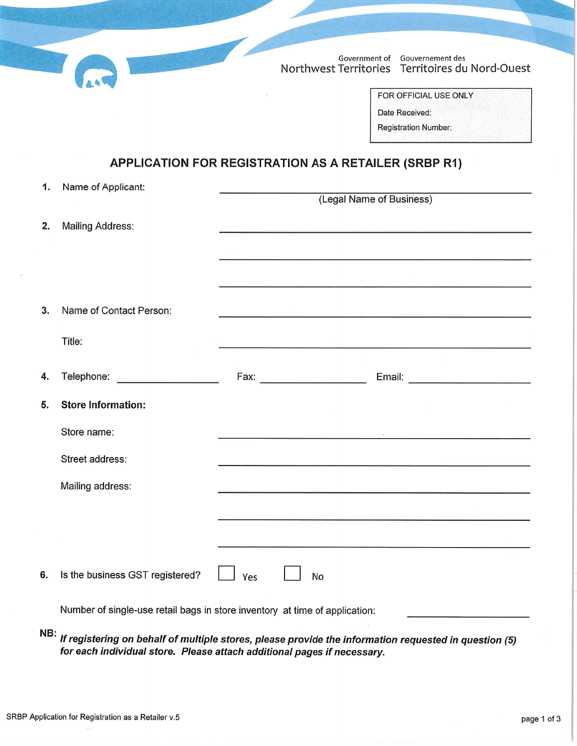Government of Northwest Territories | Gouvernement des Territoires du Nord-Ouest

FOR OFFICIAL USE ONLY

Date Received:

Registration Number:

# APPLICATION FOR REGISTRATION AS A RETAILER (SRBP R1)

**1.** Name of Applicant: ______________________________
(Legal Name of Business)

**2.** Mailing Address: ______________________________

______________________________

______________________________

**3.** Name of Contact Person: ______________________________

Title: ______________________________

**4.** Telephone: ______________ Fax: ______________ Email: ______________

**5.** **Store Information:**

Store name: ______________________________

Street address: ______________________________

Mailing address: ______________________________

______________________________

______________________________

**6.** Is the business GST registered? ☐ Yes ☐ No

Number of single-use retail bags in store inventory at time of application: ______________

**NB:** ***If registering on behalf of multiple stores, please provide the information requested in question (5) for each individual store. Please attach additional pages if necessary.***

SRBP Application for Registration as a Retailer v.5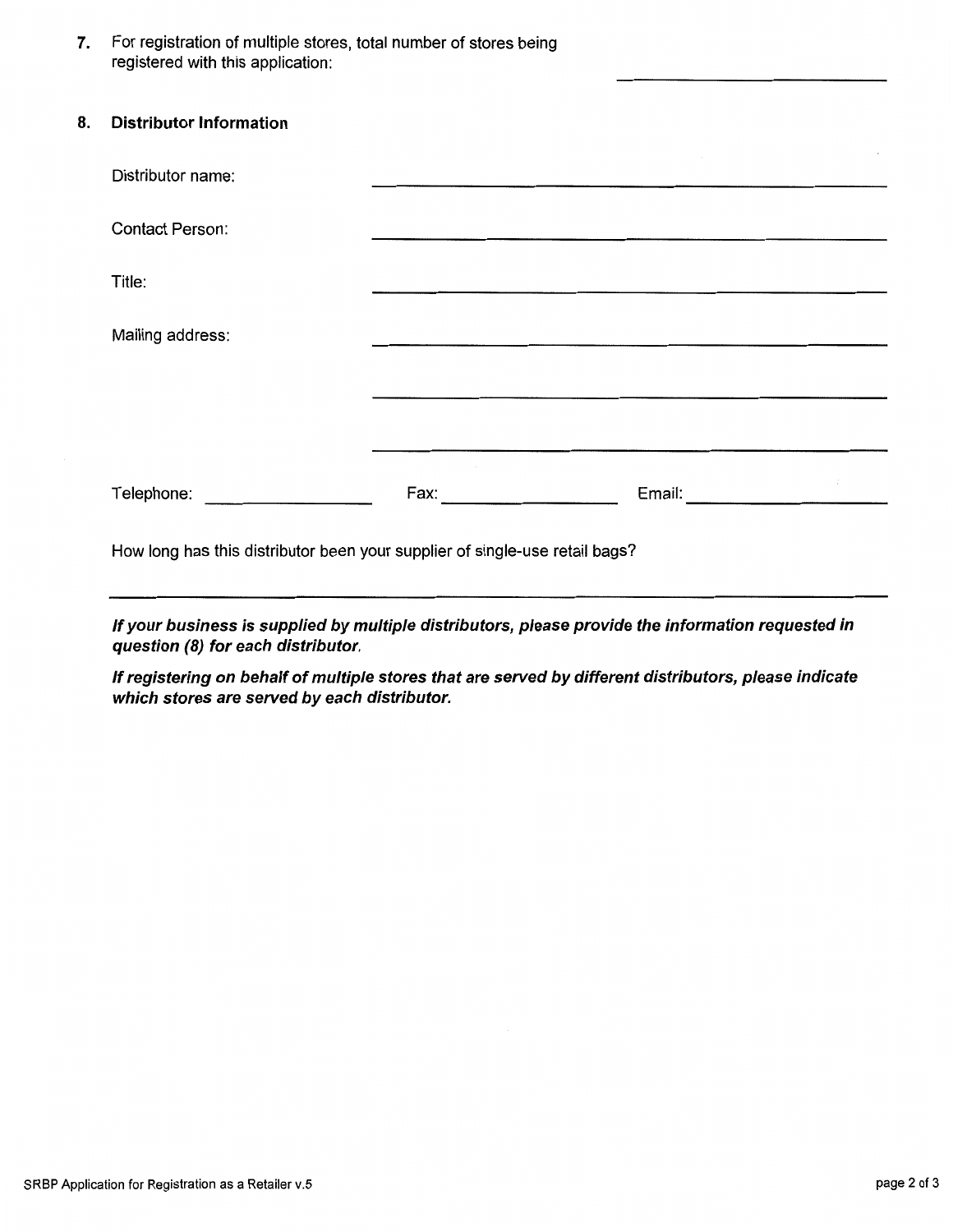7. For registration of multiple stores, total number of stores being registered with this application: \_\_\_\_\_\_\_\_\_\_\_\_\_\_\_\_

8. **Distributor Information**

Distributor name: \_\_\_\_\_\_\_\_\_\_\_\_\_\_\_\_\_\_\_\_\_\_\_\_\_\_\_\_\_\_\_\_

Contact Person: \_\_\_\_\_\_\_\_\_\_\_\_\_\_\_\_\_\_\_\_\_\_\_\_\_\_\_\_\_\_\_\_

Title: \_\_\_\_\_\_\_\_\_\_\_\_\_\_\_\_\_\_\_\_\_\_\_\_\_\_\_\_\_\_\_\_

Mailing address: \_\_\_\_\_\_\_\_\_\_\_\_\_\_\_\_\_\_\_\_\_\_\_\_\_\_\_\_\_\_\_\_

\_\_\_\_\_\_\_\_\_\_\_\_\_\_\_\_\_\_\_\_\_\_\_\_\_\_\_\_\_\_\_\_

\_\_\_\_\_\_\_\_\_\_\_\_\_\_\_\_\_\_\_\_\_\_\_\_\_\_\_\_\_\_\_\_

Telephone: \_\_\_\_\_\_\_\_\_\_\_\_\_\_\_\_ Fax: \_\_\_\_\_\_\_\_\_\_\_\_\_\_\_\_ Email: \_\_\_\_\_\_\_\_\_\_\_\_\_\_\_\_

How long has this distributor been your supplier of single-use retail bags?

\_\_\_\_\_\_\_\_\_\_\_\_\_\_\_\_\_\_\_\_\_\_\_\_\_\_\_\_\_\_\_\_\_\_\_\_\_\_\_\_\_\_\_\_\_\_\_\_\_\_\_\_\_\_\_\_\_\_\_\_\_\_

***If your business is supplied by multiple distributors, please provide the information requested in question (8) for each distributor.***

***If registering on behalf of multiple stores that are served by different distributors, please indicate which stores are served by each distributor.***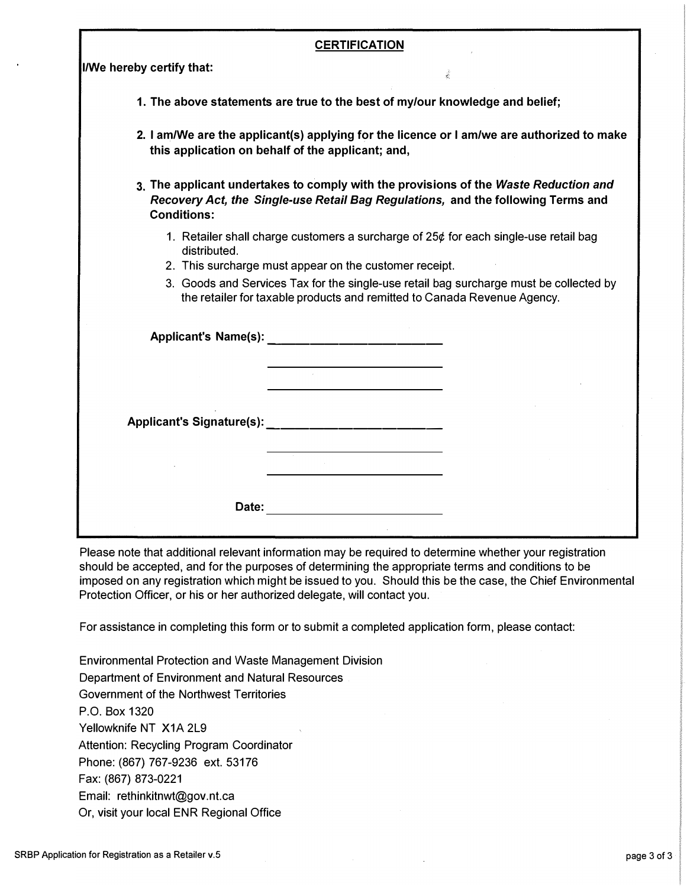## CERTIFICATION

**I/We hereby certify that:**

1. **The above statements are true to the best of my/our knowledge and belief;**

2. **I am/We are the applicant(s) applying for the licence or I am/we are authorized to make this application on behalf of the applicant; and,**

3. **The applicant undertakes to comply with the provisions of the *Waste Reduction and Recovery Act, the Single-use Retail Bag Regulations,* and the following Terms and Conditions:**

   1. Retailer shall charge customers a surcharge of 25¢ for each single-use retail bag distributed.
   2. This surcharge must appear on the customer receipt.
   3. Goods and Services Tax for the single-use retail bag surcharge must be collected by the retailer for taxable products and remitted to Canada Revenue Agency.

**Applicant's Name(s):** ______________________

______________________

______________________

**Applicant's Signature(s):** ______________________

______________________

______________________

**Date:** ______________________

Please note that additional relevant information may be required to determine whether your registration should be accepted, and for the purposes of determining the appropriate terms and conditions to be imposed on any registration which might be issued to you. Should this be the case, the Chief Environmental Protection Officer, or his or her authorized delegate, will contact you.

For assistance in completing this form or to submit a completed application form, please contact:

Environmental Protection and Waste Management Division
Department of Environment and Natural Resources
Government of the Northwest Territories
P.O. Box 1320
Yellowknife NT X1A 2L9
Attention: Recycling Program Coordinator
Phone: (867) 767-9236 ext. 53176
Fax: (867) 873-0221
Email: rethinkitnwt@gov.nt.ca
Or, visit your local ENR Regional Office

SRBP Application for Registration as a Retailer v.5